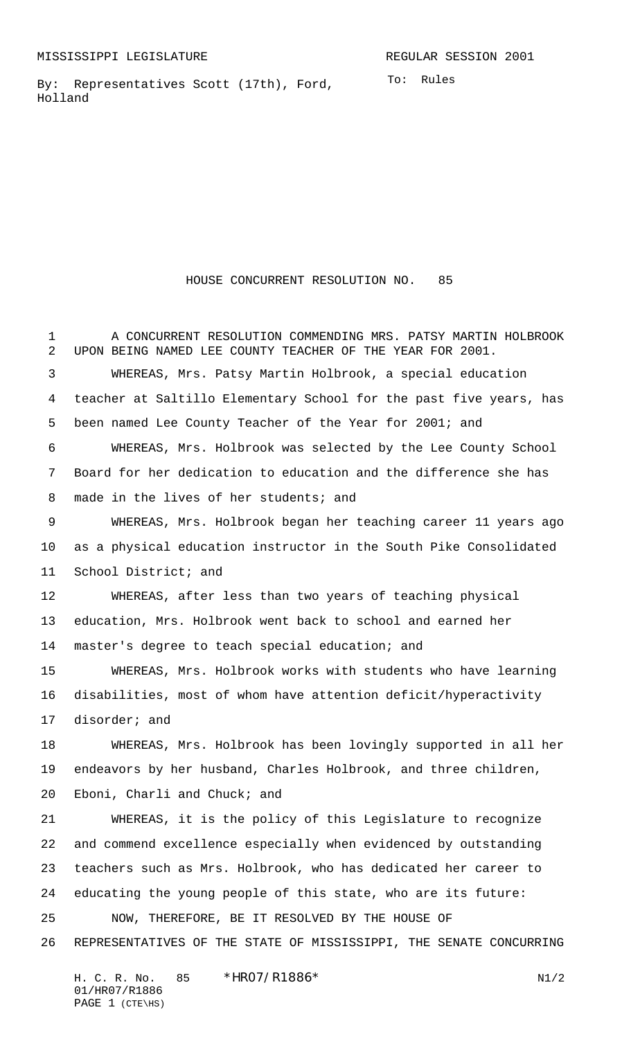MISSISSIPPI LEGISLATURE REGULAR SESSION 2001

By: Representatives Scott (17th), Ford, Holland

To: Rules

# HOUSE CONCURRENT RESOLUTION NO. 85

A CONCURRENT RESOLUTION COMMENDING MRS. PATSY MARTIN HOLBROOK UPON BEING NAMED LEE COUNTY TEACHER OF THE YEAR FOR 2001.

WHEREAS, Mrs. Patsy Martin Holbrook, a special education teacher at Saltillo Elementary School for the past five years, has been named Lee County Teacher of the Year for 2001; and

WHEREAS, Mrs. Holbrook was selected by the Lee County School Board for her dedication to education and the difference she has made in the lives of her students; and

WHEREAS, Mrs. Holbrook began her teaching career 11 years ago as a physical education instructor in the South Pike Consolidated School District; and

WHEREAS, after less than two years of teaching physical education, Mrs. Holbrook went back to school and earned her master's degree to teach special education; and

WHEREAS, Mrs. Holbrook works with students who have learning disabilities, most of whom have attention deficit/hyperactivity disorder; and

WHEREAS, Mrs. Holbrook has been lovingly supported in all her endeavors by her husband, Charles Holbrook, and three children, Eboni, Charli and Chuck; and

WHEREAS, it is the policy of this Legislature to recognize and commend excellence especially when evidenced by outstanding teachers such as Mrs. Holbrook, who has dedicated her career to educating the young people of this state, who are its future:

NOW, THEREFORE, BE IT RESOLVED BY THE HOUSE OF REPRESENTATIVES OF THE STATE OF MISSISSIPPI, THE SENATE CONCURRING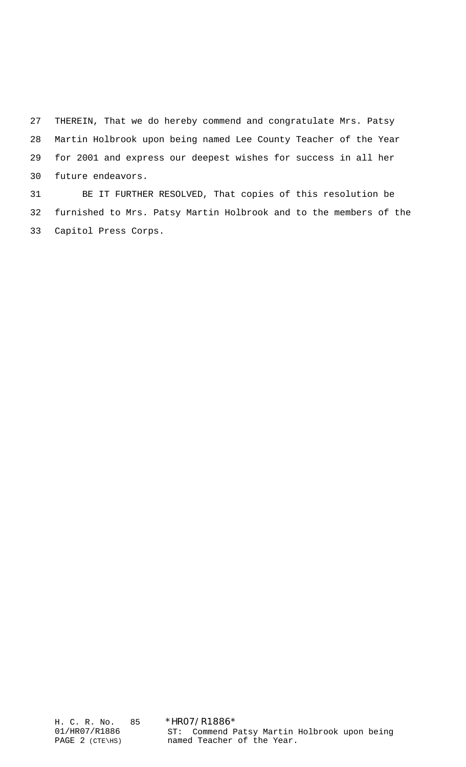THEREIN, That we do hereby commend and congratulate Mrs. Patsy Martin Holbrook upon being named Lee County Teacher of the Year for 2001 and express our deepest wishes for success in all her future endeavors.

BE IT FURTHER RESOLVED, That copies of this resolution be furnished to Mrs. Patsy Martin Holbrook and to the members of the Capitol Press Corps.